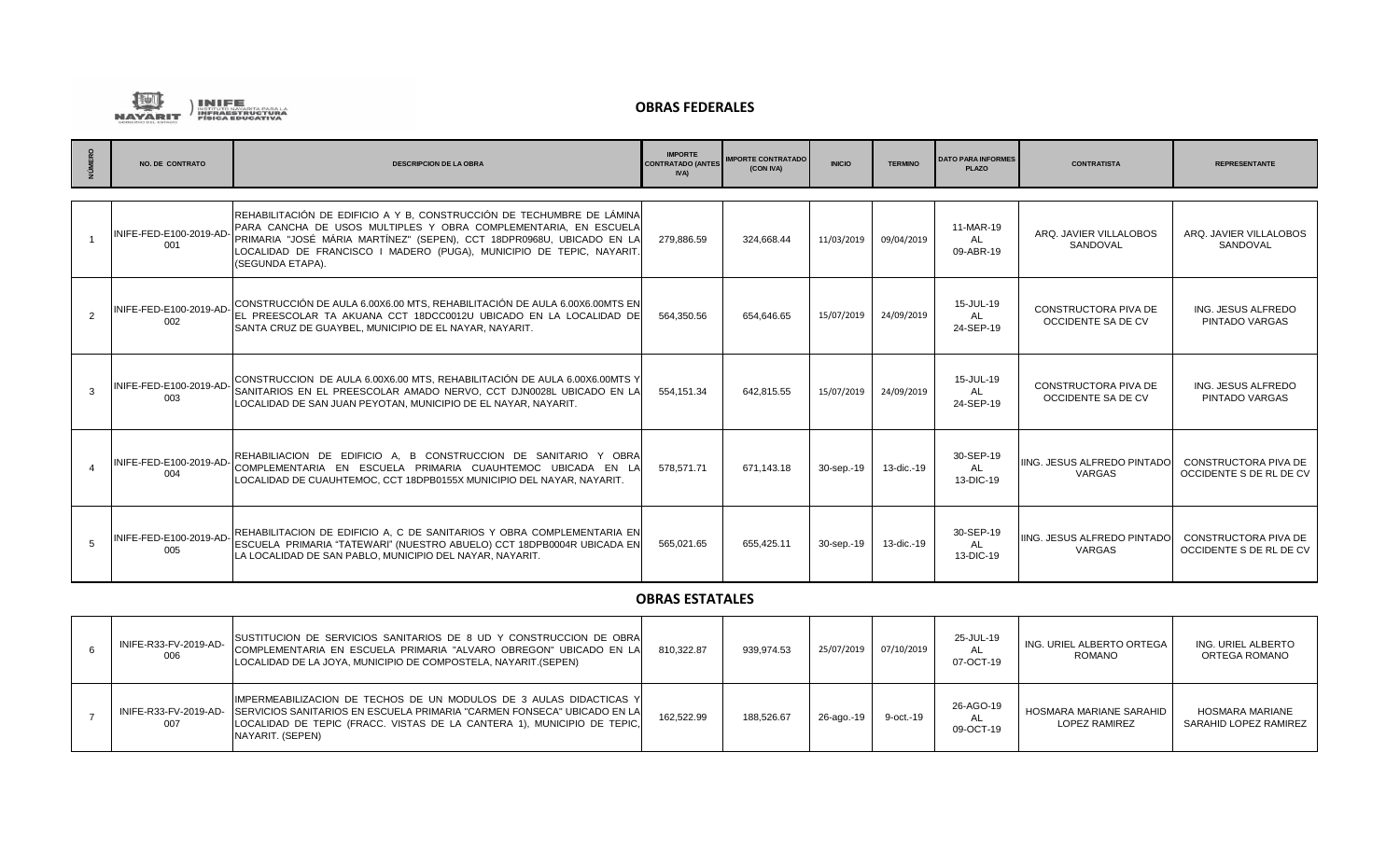INIFE Instituto Nayarita para la Infraestructura Física Educativa

## OBRAS FEDERALES

| NÚMERO | NO. DE CONTRATO | DESCRIPCION DE LA OBRA | IMPORTE CONTRATADO (ANTES IVA) | IMPORTE CONTRATADO (CON IVA) | INICIO | TERMINO | DATO PARA INFORMES PLAZO | CONTRATISTA | REPRESENTANTE |
|---|---|---|---|---|---|---|---|---|---|
| 1 | INIFE-FED-E100-2019-AD-001 | REHABILITACIÓN DE EDIFICIO A Y B, CONSTRUCCIÓN DE TECHUMBRE DE LÁMINA PARA CANCHA DE USOS MULTIPLES Y OBRA COMPLEMENTARIA, EN ESCUELA PRIMARIA "JOSÉ MÁRIA MARTÍNEZ" (SEPEN), CCT 18DPR0968U, UBICADO EN LA LOCALIDAD DE FRANCISCO I MADERO (PUGA), MUNICIPIO DE TEPIC, NAYARIT. (SEGUNDA ETAPA). | 279,886.59 | 324,668.44 | 11/03/2019 | 09/04/2019 | 11-MAR-19 AL 09-ABR-19 | ARQ. JAVIER VILLALOBOS SANDOVAL | ARQ. JAVIER VILLALOBOS SANDOVAL |
| 2 | INIFE-FED-E100-2019-AD-002 | CONSTRUCCIÓN DE AULA 6.00X6.00 MTS, REHABILITACIÓN DE AULA 6.00X6.00MTS EN EL PREESCOLAR TA AKUANA CCT 18DCC0012U UBICADO EN LA LOCALIDAD DE SANTA CRUZ DE GUAYBEL, MUNICIPIO DE EL NAYAR, NAYARIT. | 564,350.56 | 654,646.65 | 15/07/2019 | 24/09/2019 | 15-JUL-19 AL 24-SEP-19 | CONSTRUCTORA PIVA DE OCCIDENTE SA DE CV | ING. JESUS ALFREDO PINTADO VARGAS |
| 3 | INIFE-FED-E100-2019-AD-003 | CONSTRUCCION DE AULA 6.00X6.00 MTS, REHABILITACIÓN DE AULA 6.00X6.00MTS Y SANITARIOS EN EL PREESCOLAR AMADO NERVO, CCT DJN0028L UBICADO EN LA LOCALIDAD DE SAN JUAN PEYOTAN, MUNICIPIO DE EL NAYAR, NAYARIT. | 554,151.34 | 642,815.55 | 15/07/2019 | 24/09/2019 | 15-JUL-19 AL 24-SEP-19 | CONSTRUCTORA PIVA DE OCCIDENTE SA DE CV | ING. JESUS ALFREDO PINTADO VARGAS |
| 4 | INIFE-FED-E100-2019-AD-004 | REHABILIACION DE EDIFICIO A, B CONSTRUCCION DE SANITARIO Y OBRA COMPLEMENTARIA EN ESCUELA PRIMARIA CUAUHTEMOC UBICADA EN LA LOCALIDAD DE CUAUHTEMOC, CCT 18DPB0155X MUNICIPIO DEL NAYAR, NAYARIT. | 578,571.71 | 671,143.18 | 30-sep.-19 | 13-dic.-19 | 30-SEP-19 AL 13-DIC-19 | IING. JESUS ALFREDO PINTADO VARGAS | CONSTRUCTORA PIVA DE OCCIDENTE S DE RL DE CV |
| 5 | INIFE-FED-E100-2019-AD-005 | REHABILITACION DE EDIFICIO A, C DE SANITARIOS Y OBRA COMPLEMENTARIA EN ESCUELA PRIMARIA "TATEWARI" (NUESTRO ABUELO) CCT 18DPB0004R UBICADA EN LA LOCALIDAD DE SAN PABLO, MUNICIPIO DEL NAYAR, NAYARIT. | 565,021.65 | 655,425.11 | 30-sep.-19 | 13-dic.-19 | 30-SEP-19 AL 13-DIC-19 | IING. JESUS ALFREDO PINTADO VARGAS | CONSTRUCTORA PIVA DE OCCIDENTE S DE RL DE CV |

## OBRAS ESTATALES

| NÚMERO | NO. DE CONTRATO | DESCRIPCION DE LA OBRA | IMPORTE CONTRATADO (ANTES IVA) | IMPORTE CONTRATADO (CON IVA) | INICIO | TERMINO | DATO PARA INFORMES PLAZO | CONTRATISTA | REPRESENTANTE |
|---|---|---|---|---|---|---|---|---|---|
| 6 | INIFE-R33-FV-2019-AD-006 | SUSTITUCION DE SERVICIOS SANITARIOS DE 8 UD Y CONSTRUCCION DE OBRA COMPLEMENTARIA EN ESCUELA PRIMARIA "ALVARO OBREGON" UBICADO EN LA LOCALIDAD DE LA JOYA, MUNICIPIO DE COMPOSTELA, NAYARIT.(SEPEN) | 810,322.87 | 939,974.53 | 25/07/2019 | 07/10/2019 | 25-JUL-19 AL 07-OCT-19 | ING. URIEL ALBERTO ORTEGA ROMANO | ING. URIEL ALBERTO ORTEGA ROMANO |
| 7 | INIFE-R33-FV-2019-AD-007 | IMPERMEABILIZACION DE TECHOS DE UN MODULOS DE 3 AULAS DIDACTICAS Y SERVICIOS SANITARIOS EN ESCUELA PRIMARIA "CARMEN FONSECA" UBICADO EN LA LOCALIDAD DE TEPIC (FRACC. VISTAS DE LA CANTERA 1), MUNICIPIO DE TEPIC, NAYARIT. (SEPEN) | 162,522.99 | 188,526.67 | 26-ago.-19 | 9-oct.-19 | 26-AGO-19 AL 09-OCT-19 | HOSMARA MARIANE SARAHID LOPEZ RAMIREZ | HOSMARA MARIANE SARAHID LOPEZ RAMIREZ |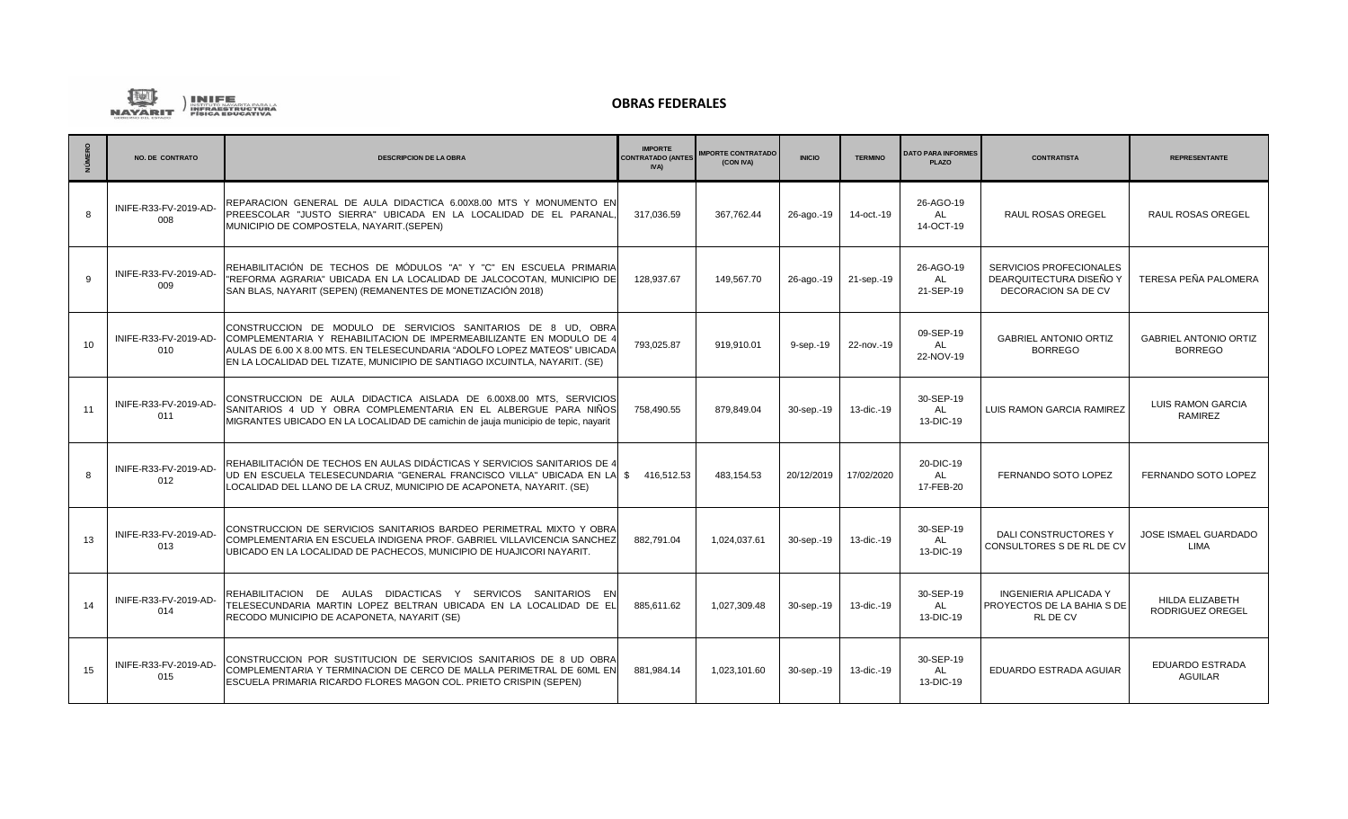## OBRAS FEDERALES

| NÚMERO | NO. DE CONTRATO | DESCRIPCION DE LA OBRA | IMPORTE CONTRATADO (ANTES IVA) | IMPORTE CONTRATADO (CON IVA) | INICIO | TERMINO | DATO PARA INFORMES PLAZO | CONTRATISTA | REPRESENTANTE |
|---|---|---|---|---|---|---|---|---|---|
| 8 | INIFE-R33-FV-2019-AD-008 | REPARACION GENERAL DE AULA DIDACTICA 6.00X8.00 MTS Y MONUMENTO EN PREESCOLAR "JUSTO SIERRA" UBICADA EN LA LOCALIDAD DE EL PARANAL, MUNICIPIO DE COMPOSTELA, NAYARIT.(SEPEN) | 317,036.59 | 367,762.44 | 26-ago.-19 | 14-oct.-19 | 26-AGO-19 AL 14-OCT-19 | RAUL ROSAS OREGEL | RAUL ROSAS OREGEL |
| 9 | INIFE-R33-FV-2019-AD-009 | REHABILITACIÓN DE TECHOS DE MÓDULOS "A" Y "C" EN ESCUELA PRIMARIA "REFORMA AGRARIA" UBICADA EN LA LOCALIDAD DE JALCOCOTAN, MUNICIPIO DE SAN BLAS, NAYARIT (SEPEN) (REMANENTES DE MONETIZACIÓN 2018) | 128,937.67 | 149,567.70 | 26-ago.-19 | 21-sep.-19 | 26-AGO-19 AL 21-SEP-19 | SERVICIOS PROFECIONALES DEARQUITECTURA DISEÑO Y DECORACION SA DE CV | TERESA PEÑA PALOMERA |
| 10 | INIFE-R33-FV-2019-AD-010 | CONSTRUCCION DE MODULO DE SERVICIOS SANITARIOS DE 8 UD, OBRA COMPLEMENTARIA Y REHABILITACION DE IMPERMEABILIZANTE EN MODULO DE 4 AULAS DE 6.00 X 8.00 MTS. EN TELESECUNDARIA "ADOLFO LOPEZ MATEOS" UBICADA EN LA LOCALIDAD DEL TIZATE, MUNICIPIO DE SANTIAGO IXCUINTLA, NAYARIT. (SE) | 793,025.87 | 919,910.01 | 9-sep.-19 | 22-nov.-19 | 09-SEP-19 AL 22-NOV-19 | GABRIEL ANTONIO ORTIZ BORREGO | GABRIEL ANTONIO ORTIZ BORREGO |
| 11 | INIFE-R33-FV-2019-AD-011 | CONSTRUCCION DE AULA DIDACTICA AISLADA DE 6.00X8.00 MTS, SERVICIOS SANITARIOS 4 UD Y OBRA COMPLEMENTARIA EN EL ALBERGUE PARA NIÑOS MIGRANTES UBICADO EN LA LOCALIDAD DE camichin de jauja municipio de tepic, nayarit | 758,490.55 | 879,849.04 | 30-sep.-19 | 13-dic.-19 | 30-SEP-19 AL 13-DIC-19 | LUIS RAMON GARCIA RAMIREZ | LUIS RAMON GARCIA RAMIREZ |
| 8 | INIFE-R33-FV-2019-AD-012 | REHABILITACIÓN DE TECHOS EN AULAS DIDÁCTICAS Y SERVICIOS SANITARIOS DE 4 UD EN ESCUELA TELESECUNDARIA "GENERAL FRANCISCO VILLA" UBICADA EN LA LOCALIDAD DEL LLANO DE LA CRUZ, MUNICIPIO DE ACAPONETA, NAYARIT. (SE) | $ 416,512.53 | 483,154.53 | 20/12/2019 | 17/02/2020 | 20-DIC-19 AL 17-FEB-20 | FERNANDO SOTO LOPEZ | FERNANDO SOTO LOPEZ |
| 13 | INIFE-R33-FV-2019-AD-013 | CONSTRUCCION DE SERVICIOS SANITARIOS BARDEO PERIMETRAL MIXTO Y OBRA COMPLEMENTARIA EN ESCUELA INDIGENA PROF. GABRIEL VILLAVICENCIA SANCHEZ UBICADO EN LA LOCALIDAD DE PACHECOS, MUNICIPIO DE HUAJICORI NAYARIT. | 882,791.04 | 1,024,037.61 | 30-sep.-19 | 13-dic.-19 | 30-SEP-19 AL 13-DIC-19 | DALI CONSTRUCTORES Y CONSULTORES S DE RL DE CV | JOSE ISMAEL GUARDADO LIMA |
| 14 | INIFE-R33-FV-2019-AD-014 | REHABILITACION DE AULAS DIDACTICAS Y SERVICIOS SANITARIOS EN TELESECUNDARIA MARTIN LOPEZ BELTRAN UBICADA EN LA LOCALIDAD DE EL RECODO MUNICIPIO DE ACAPONETA, NAYARIT (SE) | 885,611.62 | 1,027,309.48 | 30-sep.-19 | 13-dic.-19 | 30-SEP-19 AL 13-DIC-19 | INGENIERIA APLICADA Y PROYECTOS DE LA BAHIA S DE RL DE CV | HILDA ELIZABETH RODRIGUEZ OREGEL |
| 15 | INIFE-R33-FV-2019-AD-015 | CONSTRUCCION POR SUSTITUCION DE SERVICIOS SANITARIOS DE 8 UD OBRA COMPLEMENTARIA Y TERMINACION DE CERCO DE MALLA PERIMETRAL DE 60ML EN ESCUELA PRIMARIA RICARDO FLORES MAGON COL. PRIETO CRISPIN (SEPEN) | 881,984.14 | 1,023,101.60 | 30-sep.-19 | 13-dic.-19 | 30-SEP-19 AL 13-DIC-19 | EDUARDO ESTRADA AGUIAR | EDUARDO ESTRADA AGUILAR |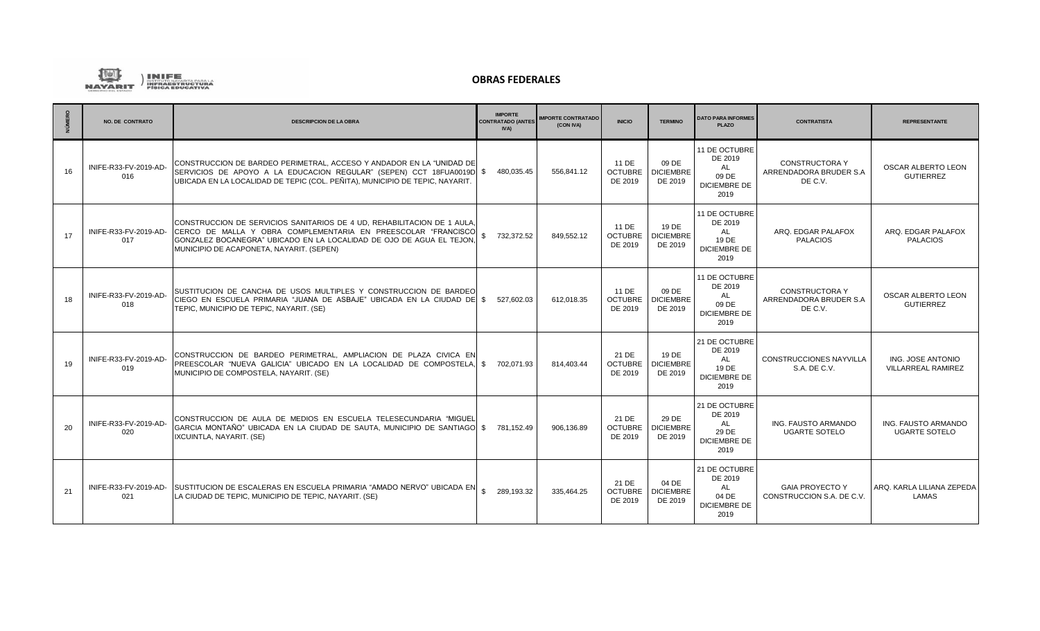**OBRAS FEDERALES**

| NÚMERO | NO. DE CONTRATO | DESCRIPCION DE LA OBRA | IMPORTE CONTRATADO (ANTES IVA) | IMPORTE CONTRATADO (CON IVA) | INICIO | TERMINO | DATO PARA INFORMES PLAZO | CONTRATISTA | REPRESENTANTE |
|---|---|---|---|---|---|---|---|---|---|
| 16 | INIFE-R33-FV-2019-AD-016 | CONSTRUCCION DE BARDEO PERIMETRAL, ACCESO Y ANDADOR EN LA "UNIDAD DE SERVICIOS DE APOYO A LA EDUCACION REGULAR" (SEPEN) CCT 18FUA0019D UBICADA EN LA LOCALIDAD DE TEPIC (COL. PEÑITA), MUNICIPIO DE TEPIC, NAYARIT. | $ 480,035.45 | 556,841.12 | 11 DE OCTUBRE DE 2019 | 09 DE DICIEMBRE DE 2019 | 11 DE OCTUBRE DE 2019 AL 09 DE DICIEMBRE DE 2019 | CONSTRUCTORA Y ARRENDADORA BRUDER S.A DE C.V. | OSCAR ALBERTO LEON GUTIERREZ |
| 17 | INIFE-R33-FV-2019-AD-017 | CONSTRUCCION DE SERVICIOS SANITARIOS DE 4 UD, REHABILITACION DE 1 AULA, CERCO DE MALLA Y OBRA COMPLEMENTARIA EN PREESCOLAR "FRANCISCO GONZALEZ BOCANEGRA" UBICADO EN LA LOCALIDAD DE OJO DE AGUA EL TEJON, MUNICIPIO DE ACAPONETA, NAYARIT. (SEPEN) | $ 732,372.52 | 849,552.12 | 11 DE OCTUBRE DE 2019 | 19 DE DICIEMBRE DE 2019 | 11 DE OCTUBRE DE 2019 AL 19 DE DICIEMBRE DE 2019 | ARQ. EDGAR PALAFOX PALACIOS | ARQ. EDGAR PALAFOX PALACIOS |
| 18 | INIFE-R33-FV-2019-AD-018 | SUSTITUCION DE CANCHA DE USOS MULTIPLES Y CONSTRUCCION DE BARDEO CIEGO EN ESCUELA PRIMARIA "JUANA DE ASBAJE" UBICADA EN LA CIUDAD DE TEPIC, MUNICIPIO DE TEPIC, NAYARIT. (SE) | $ 527,602.03 | 612,018.35 | 11 DE OCTUBRE DE 2019 | 09 DE DICIEMBRE DE 2019 | 11 DE OCTUBRE DE 2019 AL 09 DE DICIEMBRE DE 2019 | CONSTRUCTORA Y ARRENDADORA BRUDER S.A DE C.V. | OSCAR ALBERTO LEON GUTIERREZ |
| 19 | INIFE-R33-FV-2019-AD-019 | CONSTRUCCION DE BARDEO PERIMETRAL, AMPLIACION DE PLAZA CIVICA EN PREESCOLAR "NUEVA GALICIA" UBICADO EN LA LOCALIDAD DE COMPOSTELA, MUNICIPIO DE COMPOSTELA, NAYARIT. (SE) | $ 702,071.93 | 814,403.44 | 21 DE OCTUBRE DE 2019 | 19 DE DICIEMBRE DE 2019 | 21 DE OCTUBRE DE 2019 AL 19 DE DICIEMBRE DE 2019 | CONSTRUCCIONES NAYVILLA S.A. DE C.V. | ING. JOSE ANTONIO VILLARREAL RAMIREZ |
| 20 | INIFE-R33-FV-2019-AD-020 | CONSTRUCCION DE AULA DE MEDIOS EN ESCUELA TELESECUNDARIA "MIGUEL GARCIA MONTAÑO" UBICADA EN LA CIUDAD DE SAUTA, MUNICIPIO DE SANTIAGO IXCUINTLA, NAYARIT. (SE) | $ 781,152.49 | 906,136.89 | 21 DE OCTUBRE DE 2019 | 29 DE DICIEMBRE DE 2019 | 21 DE OCTUBRE DE 2019 AL 29 DE DICIEMBRE DE 2019 | ING. FAUSTO ARMANDO UGARTE SOTELO | ING. FAUSTO ARMANDO UGARTE SOTELO |
| 21 | INIFE-R33-FV-2019-AD-021 | SUSTITUCION DE ESCALERAS EN ESCUELA PRIMARIA "AMADO NERVO" UBICADA EN LA CIUDAD DE TEPIC, MUNICIPIO DE TEPIC, NAYARIT. (SE) | $ 289,193.32 | 335,464.25 | 21 DE OCTUBRE DE 2019 | 04 DE DICIEMBRE DE 2019 | 21 DE OCTUBRE DE 2019 AL 04 DE DICIEMBRE DE 2019 | GAIA PROYECTO Y CONSTRUCCION S.A. DE C.V. | ARQ. KARLA LILIANA ZEPEDA LAMAS |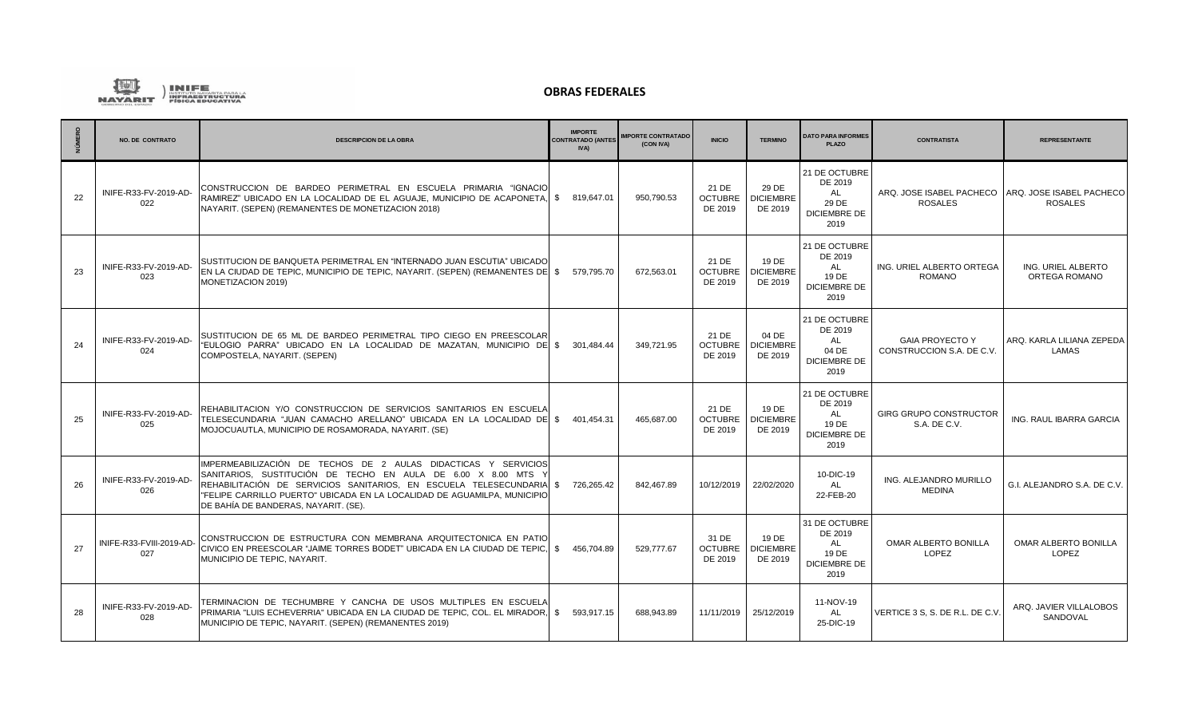INIFE INSTITUTO NAYARITA PARA LA INFRAESTRUCTURA FÍSICA EDUCATIVA

## OBRAS FEDERALES

| NÚMERO | NO. DE CONTRATO | DESCRIPCION DE LA OBRA | IMPORTE CONTRATADO (ANTES IVA) | IMPORTE CONTRATADO (CON IVA) | INICIO | TERMINO | DATO PARA INFORMES PLAZO | CONTRATISTA | REPRESENTANTE |
|---|---|---|---|---|---|---|---|---|---|
| 22 | INIFE-R33-FV-2019-AD-022 | CONSTRUCCION DE BARDEO PERIMETRAL EN ESCUELA PRIMARIA "IGNACIO RAMIREZ" UBICADO EN LA LOCALIDAD DE EL AGUAJE, MUNICIPIO DE ACAPONETA, NAYARIT. (SEPEN) (REMANENTES DE MONETIZACION 2018) | $ 819,647.01 | 950,790.53 | 21 DE OCTUBRE DE 2019 | 29 DE DICIEMBRE DE 2019 | 21 DE OCTUBRE DE 2019 AL 29 DE DICIEMBRE DE 2019 | ARQ. JOSE ISABEL PACHECO ROSALES | ARQ. JOSE ISABEL PACHECO ROSALES |
| 23 | INIFE-R33-FV-2019-AD-023 | SUSTITUCION DE BANQUETA PERIMETRAL EN "INTERNADO JUAN ESCUTIA" UBICADO EN LA CIUDAD DE TEPIC, MUNICIPIO DE TEPIC, NAYARIT. (SEPEN) (REMANENTES DE MONETIZACION 2019) | $ 579,795.70 | 672,563.01 | 21 DE OCTUBRE DE 2019 | 19 DE DICIEMBRE DE 2019 | 21 DE OCTUBRE DE 2019 AL 19 DE DICIEMBRE DE 2019 | ING. URIEL ALBERTO ORTEGA ROMANO | ING. URIEL ALBERTO ORTEGA ROMANO |
| 24 | INIFE-R33-FV-2019-AD-024 | SUSTITUCION DE 65 ML DE BARDEO PERIMETRAL TIPO CIEGO EN PREESCOLAR "EULOGIO PARRA" UBICADO EN LA LOCALIDAD DE MAZATAN, MUNICIPIO DE COMPOSTELA, NAYARIT. (SEPEN) | $ 301,484.44 | 349,721.95 | 21 DE OCTUBRE DE 2019 | 04 DE DICIEMBRE DE 2019 | 21 DE OCTUBRE DE 2019 AL 04 DE DICIEMBRE DE 2019 | GAIA PROYECTO Y CONSTRUCCION S.A. DE C.V. | ARQ. KARLA LILIANA ZEPEDA LAMAS |
| 25 | INIFE-R33-FV-2019-AD-025 | REHABILITACION Y/O CONSTRUCCION DE SERVICIOS SANITARIOS EN ESCUELA TELESECUNDARIA "JUAN CAMACHO ARELLANO" UBICADA EN LA LOCALIDAD DE MOJOCUAUTLA, MUNICIPIO DE ROSAMORADA, NAYARIT. (SE) | $ 401,454.31 | 465,687.00 | 21 DE OCTUBRE DE 2019 | 19 DE DICIEMBRE DE 2019 | 21 DE OCTUBRE DE 2019 AL 19 DE DICIEMBRE DE 2019 | GIRG GRUPO CONSTRUCTOR S.A. DE C.V. | ING. RAUL IBARRA GARCIA |
| 26 | INIFE-R33-FV-2019-AD-026 | IMPERMEABILIZACIÓN DE TECHOS DE 2 AULAS DIDACTICAS Y SERVICIOS SANITARIOS, SUSTITUCIÓN DE TECHO EN AULA DE 6.00 X 8.00 MTS Y REHABILITACIÓN DE SERVICIOS SANITARIOS, EN ESCUELA TELESECUNDARIA "FELIPE CARRILLO PUERTO" UBICADA EN LA LOCALIDAD DE AGUAMILPA, MUNICIPIO DE BAHÍA DE BANDERAS, NAYARIT. (SE). | $ 726,265.42 | 842,467.89 | 10/12/2019 | 22/02/2020 | 10-DIC-19 AL 22-FEB-20 | ING. ALEJANDRO MURILLO MEDINA | G.I. ALEJANDRO S.A. DE C.V. |
| 27 | INIFE-R33-FVIII-2019-AD-027 | CONSTRUCCION DE ESTRUCTURA CON MEMBRANA ARQUITECTONICA EN PATIO CIVICO EN PREESCOLAR "JAIME TORRES BODET" UBICADA EN LA CIUDAD DE TEPIC, MUNICIPIO DE TEPIC, NAYARIT. | $ 456,704.89 | 529,777.67 | 31 DE OCTUBRE DE 2019 | 19 DE DICIEMBRE DE 2019 | 31 DE OCTUBRE DE 2019 AL 19 DE DICIEMBRE DE 2019 | OMAR ALBERTO BONILLA LOPEZ | OMAR ALBERTO BONILLA LOPEZ |
| 28 | INIFE-R33-FV-2019-AD-028 | TERMINACION DE TECHUMBRE Y CANCHA DE USOS MULTIPLES EN ESCUELA PRIMARIA "LUIS ECHEVERRIA" UBICADA EN LA CIUDAD DE TEPIC, COL. EL MIRADOR, MUNICIPIO DE TEPIC, NAYARIT. (SEPEN) (REMANENTES 2019) | $ 593,917.15 | 688,943.89 | 11/11/2019 | 25/12/2019 | 11-NOV-19 AL 25-DIC-19 | VERTICE 3 S, S. DE R.L. DE C.V. | ARQ. JAVIER VILLALOBOS SANDOVAL |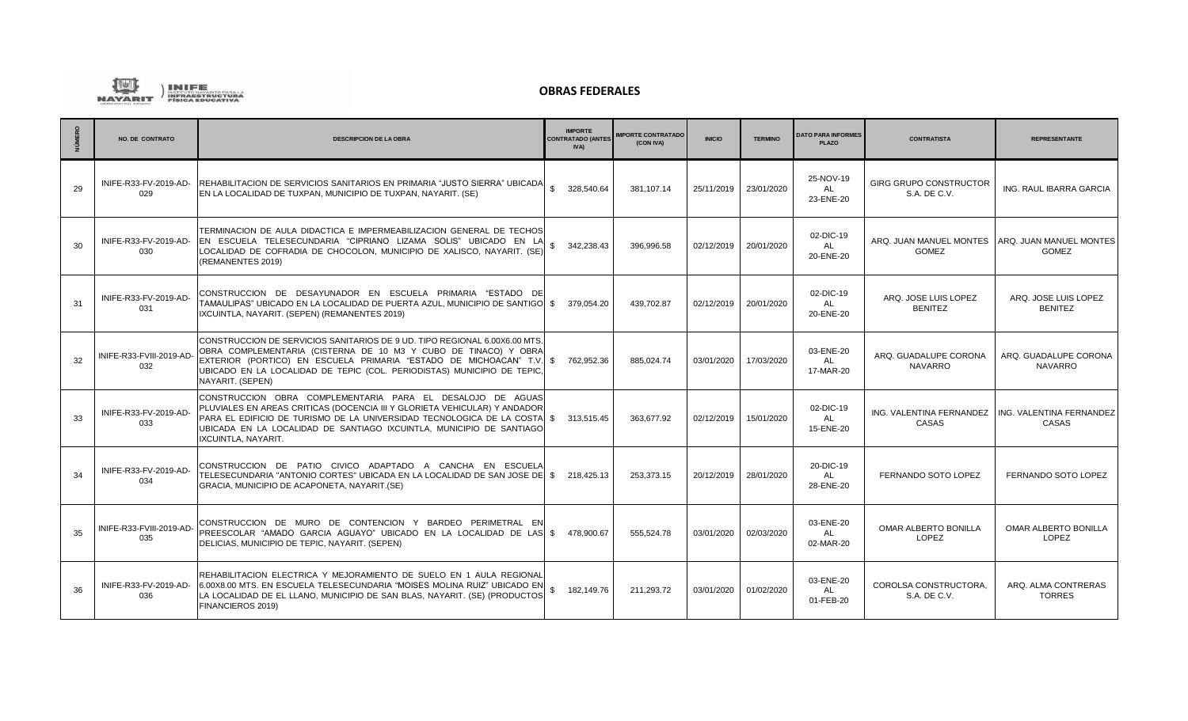## OBRAS FEDERALES

| NÚMERO | NO. DE CONTRATO | DESCRIPCION DE LA OBRA | IMPORTE CONTRATADO (ANTES IVA) | IMPORTE CONTRATADO (CON IVA) | INICIO | TERMINO | DATO PARA INFORMES PLAZO | CONTRATISTA | REPRESENTANTE |
|---|---|---|---|---|---|---|---|---|---|
| 29 | INIFE-R33-FV-2019-AD-029 | REHABILITACION DE SERVICIOS SANITARIOS EN PRIMARIA "JUSTO SIERRA" UBICADA EN LA LOCALIDAD DE TUXPAN, MUNICIPIO DE TUXPAN, NAYARIT. (SE) | $ 328,540.64 | 381,107.14 | 25/11/2019 | 23/01/2020 | 25-NOV-19 AL 23-ENE-20 | GIRG GRUPO CONSTRUCTOR S.A. DE C.V. | ING. RAUL IBARRA GARCIA |
| 30 | INIFE-R33-FV-2019-AD-030 | TERMINACION DE AULA DIDACTICA E IMPERMEABILIZACION GENERAL DE TECHOS EN ESCUELA TELESECUNDARIA "CIPRIANO LIZAMA SOLIS" UBICADO EN LA LOCALIDAD DE COFRADIA DE CHOCOLON, MUNICIPIO DE XALISCO, NAYARIT. (SE) (REMANENTES 2019) | $ 342,238.43 | 396,996.58 | 02/12/2019 | 20/01/2020 | 02-DIC-19 AL 20-ENE-20 | ARQ. JUAN MANUEL MONTES GOMEZ | ARQ. JUAN MANUEL MONTES GOMEZ |
| 31 | INIFE-R33-FV-2019-AD-031 | CONSTRUCCION DE DESAYUNADOR EN ESCUELA PRIMARIA "ESTADO DE TAMAULIPAS" UBICADO EN LA LOCALIDAD DE PUERTA AZUL, MUNICIPIO DE SANTIGO IXCUINTLA, NAYARIT. (SEPEN) (REMANENTES 2019) | $ 379,054.20 | 439,702.87 | 02/12/2019 | 20/01/2020 | 02-DIC-19 AL 20-ENE-20 | ARQ. JOSE LUIS LOPEZ BENITEZ | ARQ. JOSE LUIS LOPEZ BENITEZ |
| 32 | INIFE-R33-FVIII-2019-AD-032 | CONSTRUCCION DE SERVICIOS SANITARIOS DE 9 UD. TIPO REGIONAL 6.00X6.00 MTS. OBRA COMPLEMENTARIA (CISTERNA DE 10 M3 Y CUBO DE TINACO) Y OBRA EXTERIOR (PORTICO) EN ESCUELA PRIMARIA "ESTADO DE MICHOACAN" T.V. UBICADO EN LA LOCALIDAD DE TEPIC (COL. PERIODISTAS) MUNICIPIO DE TEPIC, NAYARIT. (SEPEN) | $ 762,952.36 | 885,024.74 | 03/01/2020 | 17/03/2020 | 03-ENE-20 AL 17-MAR-20 | ARQ. GUADALUPE CORONA NAVARRO | ARQ. GUADALUPE CORONA NAVARRO |
| 33 | INIFE-R33-FV-2019-AD-033 | CONSTRUCCION OBRA COMPLEMENTARIA PARA EL DESALOJO DE AGUAS PLUVIALES EN AREAS CRITICAS (DOCENCIA III Y GLORIETA VEHICULAR) Y ANDADOR PARA EL EDIFICIO DE TURISMO DE LA UNIVERSIDAD TECNOLOGICA DE LA COSTA UBICADA EN LA LOCALIDAD DE SANTIAGO IXCUINTLA, MUNICIPIO DE SANTIAGO IXCUINTLA, NAYARIT. | $ 313,515.45 | 363,677.92 | 02/12/2019 | 15/01/2020 | 02-DIC-19 AL 15-ENE-20 | ING. VALENTINA FERNANDEZ CASAS | ING. VALENTINA FERNANDEZ CASAS |
| 34 | INIFE-R33-FV-2019-AD-034 | CONSTRUCCION DE PATIO CIVICO ADAPTADO A CANCHA EN ESCUELA TELESECUNDARIA "ANTONIO CORTES" UBICADA EN LA LOCALIDAD DE SAN JOSE DE GRACIA, MUNICIPIO DE ACAPONETA, NAYARIT.(SE) | $ 218,425.13 | 253,373.15 | 20/12/2019 | 28/01/2020 | 20-DIC-19 AL 28-ENE-20 | FERNANDO SOTO LOPEZ | FERNANDO SOTO LOPEZ |
| 35 | INIFE-R33-FVIII-2019-AD-035 | CONSTRUCCION DE MURO DE CONTENCION Y BARDEO PERIMETRAL EN PREESCOLAR "AMADO GARCIA AGUAYO" UBICADO EN LA LOCALIDAD DE LAS DELICIAS, MUNICIPIO DE TEPIC, NAYARIT. (SEPEN) | $ 478,900.67 | 555,524.78 | 03/01/2020 | 02/03/2020 | 03-ENE-20 AL 02-MAR-20 | OMAR ALBERTO BONILLA LOPEZ | OMAR ALBERTO BONILLA LOPEZ |
| 36 | INIFE-R33-FV-2019-AD-036 | REHABILITACION ELECTRICA Y MEJORAMIENTO DE SUELO EN 1 AULA REGIONAL 6.00X8.00 MTS. EN ESCUELA TELESECUNDARIA "MOISES MOLINA RUIZ" UBICADO EN LA LOCALIDAD DE EL LLANO, MUNICIPIO DE SAN BLAS, NAYARIT. (SE) (PRODUCTOS FINANCIEROS 2019) | $ 182,149.76 | 211,293.72 | 03/01/2020 | 01/02/2020 | 03-ENE-20 AL 01-FEB-20 | COROLSA CONSTRUCTORA, S.A. DE C.V. | ARQ. ALMA CONTRERAS TORRES |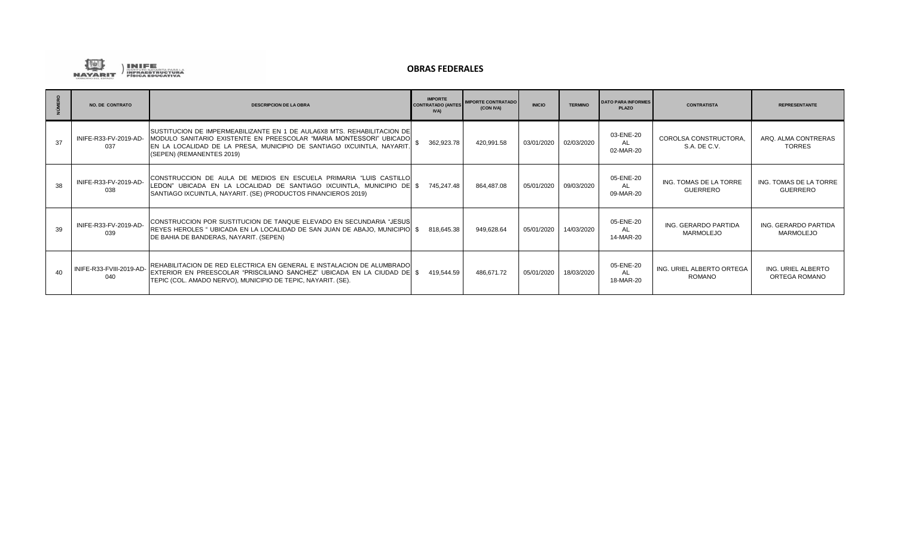INIFE NAYARIT INSTITUTO NAYARITA PARA LA INFRAESTRUCTURA FÍSICA EDUCATIVA

## OBRAS FEDERALES

| NÚMERO | NO. DE CONTRATO | DESCRIPCION DE LA OBRA | IMPORTE CONTRATADO (ANTES IVA) | IMPORTE CONTRATADO (CON IVA) | INICIO | TERMINO | DATO PARA INFORMES PLAZO | CONTRATISTA | REPRESENTANTE |
|---|---|---|---|---|---|---|---|---|---|
| 37 | INIFE-R33-FV-2019-AD-037 | SUSTITUCION DE IMPERMEABILIZANTE EN 1 DE AULA6X8 MTS. REHABILITACION DE MODULO SANITARIO EXISTENTE EN PREESCOLAR "MARIA MONTESSORI" UBICADO EN LA LOCALIDAD DE LA PRESA, MUNICIPIO DE SANTIAGO IXCUINTLA, NAYARIT. (SEPEN) (REMANENTES 2019) | $ 362,923.78 | 420,991.58 | 03/01/2020 | 02/03/2020 | 03-ENE-20 AL 02-MAR-20 | COROLSA CONSTRUCTORA, S.A. DE C.V. | ARQ. ALMA CONTRERAS TORRES |
| 38 | INIFE-R33-FV-2019-AD-038 | CONSTRUCCION DE AULA DE MEDIOS EN ESCUELA PRIMARIA "LUIS CASTILLO LEDON" UBICADA EN LA LOCALIDAD DE SANTIAGO IXCUINTLA, MUNICIPIO DE SANTIAGO IXCUINTLA, NAYARIT. (SE) (PRODUCTOS FINANCIEROS 2019) | $ 745,247.48 | 864,487.08 | 05/01/2020 | 09/03/2020 | 05-ENE-20 AL 09-MAR-20 | ING. TOMAS DE LA TORRE GUERRERO | ING. TOMAS DE LA TORRE GUERRERO |
| 39 | INIFE-R33-FV-2019-AD-039 | CONSTRUCCION POR SUSTITUCION DE TANQUE ELEVADO EN SECUNDARIA "JESUS REYES HEROLES " UBICADA EN LA LOCALIDAD DE SAN JUAN DE ABAJO, MUNICIPIO DE BAHIA DE BANDERAS, NAYARIT. (SEPEN) | $ 818,645.38 | 949,628.64 | 05/01/2020 | 14/03/2020 | 05-ENE-20 AL 14-MAR-20 | ING. GERARDO PARTIDA MARMOLEJO | ING. GERARDO PARTIDA MARMOLEJO |
| 40 | INIFE-R33-FVIII-2019-AD-040 | REHABILITACION DE RED ELECTRICA EN GENERAL E INSTALACION DE ALUMBRADO EXTERIOR EN PREESCOLAR "PRISCILIANO SANCHEZ" UBICADA EN LA CIUDAD DE TEPIC (COL. AMADO NERVO), MUNICIPIO DE TEPIC, NAYARIT. (SE). | $ 419,544.59 | 486,671.72 | 05/01/2020 | 18/03/2020 | 05-ENE-20 AL 18-MAR-20 | ING. URIEL ALBERTO ORTEGA ROMANO | ING. URIEL ALBERTO ORTEGA ROMANO |